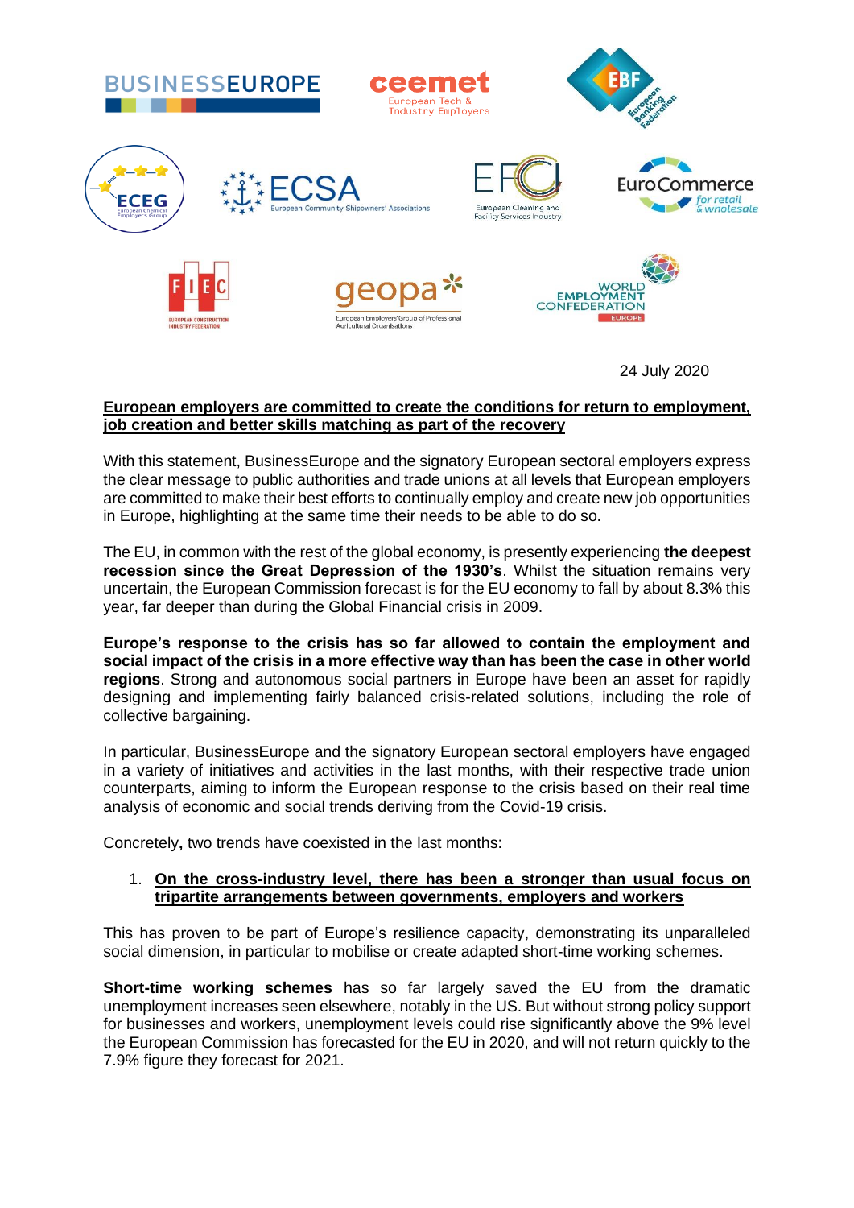24 July 2020

**European employers are committed to create the conditions for return to employment, job creation and better skills matching as part of the recovery**

With this statement, BusinessEurope and the signatory European sectoral employers express the clear message to public authorities and trade unions at all levels that European employers are committed to make their best efforts to continually employ and create new job opportunities in Europe, highlighting at the same time their needs to be able to do so.

The EU, in common with the rest of the global economy, is presently experiencing **the deepest recession since the Great Depression of the 1930's**. Whilst the situation remains very uncertain, the European Commission forecast is for the EU economy to fall by about 8.3% this year, far deeper than during the Global Financial crisis in 2009.

**Europe's response to the crisis has so far allowed to contain the employment and social impact of the crisis in a more effective way than has been the case in other world regions**. Strong and autonomous social partners in Europe have been an asset for rapidly designing and implementing fairly balanced crisis-related solutions, including the role of collective bargaining.

In particular, BusinessEurope and the signatory European sectoral employers have engaged in a variety of initiatives and activities in the last months, with their respective trade union counterparts, aiming to inform the European response to the crisis based on their real time analysis of economic and social trends deriving from the Covid-19 crisis.

Concretely**,** two trends have coexisted in the last months:

1. **On the cross-industry level, there has been a stronger than usual focus on tripartite arrangements between governments, employers and workers**

This has proven to be part of Europe's resilience capacity, demonstrating its unparalleled social dimension, in particular to mobilise or create adapted short-time working schemes.

**Short-time working schemes** has so far largely saved the EU from the dramatic unemployment increases seen elsewhere, notably in the US. But without strong policy support for businesses and workers, unemployment levels could rise significantly above the 9% level the European Commission has forecasted for the EU in 2020, and will not return quickly to the 7.9% figure they forecast for 2021.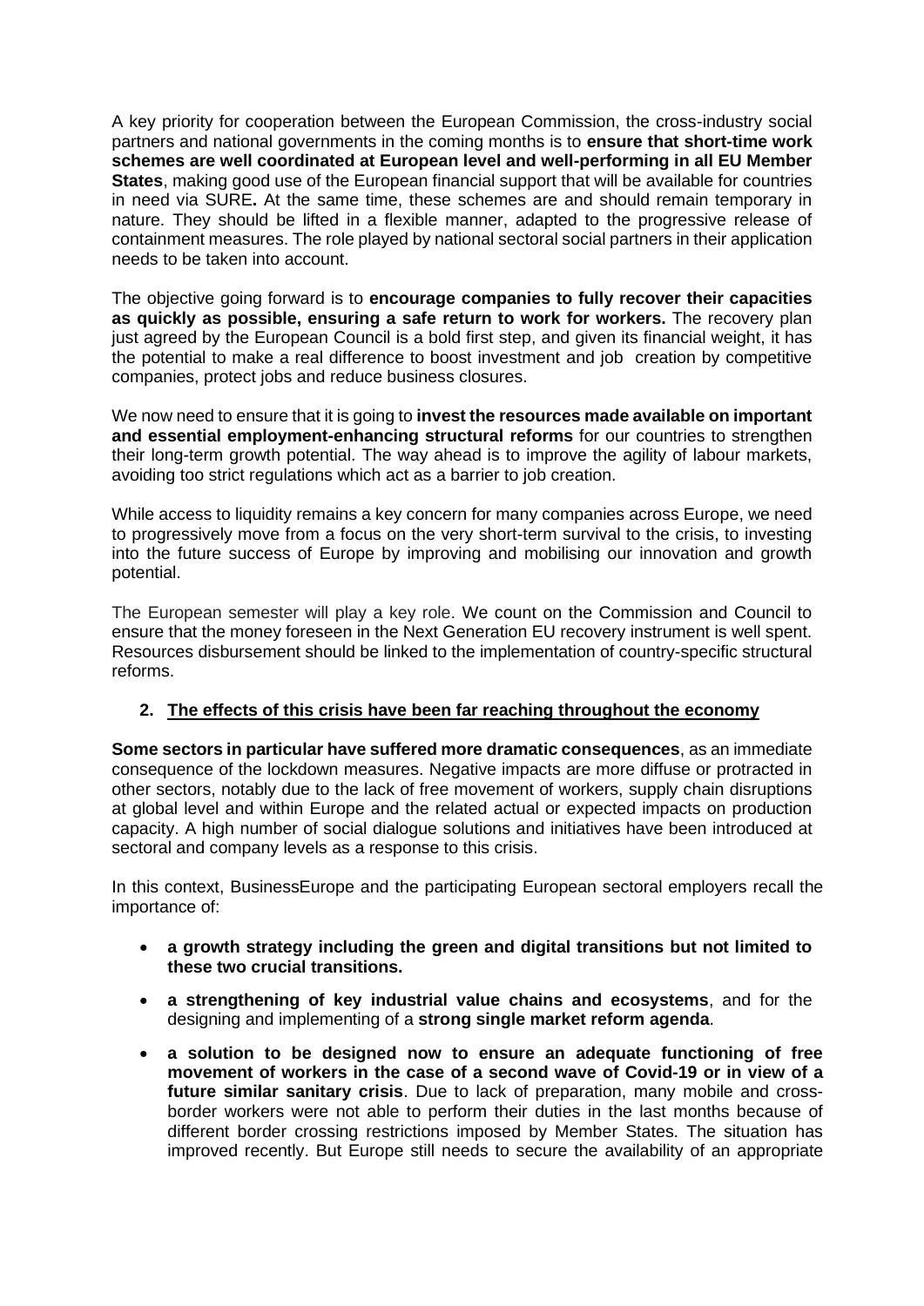A key priority for cooperation between the European Commission, the cross-industry social partners and national governments in the coming months is to **ensure that short-time work schemes are well coordinated at European level and well-performing in all EU Member States**, making good use of the European financial support that will be available for countries in need via SURE**.** At the same time, these schemes are and should remain temporary in nature. They should be lifted in a flexible manner, adapted to the progressive release of containment measures. The role played by national sectoral social partners in their application needs to be taken into account.

The objective going forward is to **encourage companies to fully recover their capacities as quickly as possible, ensuring a safe return to work for workers.** The recovery plan just agreed by the European Council is a bold first step, and given its financial weight, it has the potential to make a real difference to boost investment and job creation by competitive companies, protect jobs and reduce business closures.

We now need to ensure that it is going to **invest the resources made available on important and essential employment-enhancing structural reforms** for our countries to strengthen their long-term growth potential. The way ahead is to improve the agility of labour markets, avoiding too strict regulations which act as a barrier to job creation.

While access to liquidity remains a key concern for many companies across Europe, we need to progressively move from a focus on the very short-term survival to the crisis, to investing into the future success of Europe by improving and mobilising our innovation and growth potential.

The European semester will play a key role. We count on the Commission and Council to ensure that the money foreseen in the Next Generation EU recovery instrument is well spent. Resources disbursement should be linked to the implementation of country-specific structural reforms.

## 2. The effects of this crisis have been far reaching throughout the economy

**Some sectors in particular have suffered more dramatic consequences**, as an immediate consequence of the lockdown measures. Negative impacts are more diffuse or protracted in other sectors, notably due to the lack of free movement of workers, supply chain disruptions at global level and within Europe and the related actual or expected impacts on production capacity. A high number of social dialogue solutions and initiatives have been introduced at sectoral and company levels as a response to this crisis.

In this context, BusinessEurope and the participating European sectoral employers recall the importance of:

- **a growth strategy including the green and digital transitions but not limited to these two crucial transitions.**
- **a strengthening of key industrial value chains and ecosystems**, and for the designing and implementing of a **strong single market reform agenda**.
- **a solution to be designed now to ensure an adequate functioning of free movement of workers in the case of a second wave of Covid-19 or in view of a future similar sanitary crisis**. Due to lack of preparation, many mobile and cross-border workers were not able to perform their duties in the last months because of different border crossing restrictions imposed by Member States. The situation has improved recently. But Europe still needs to secure the availability of an appropriate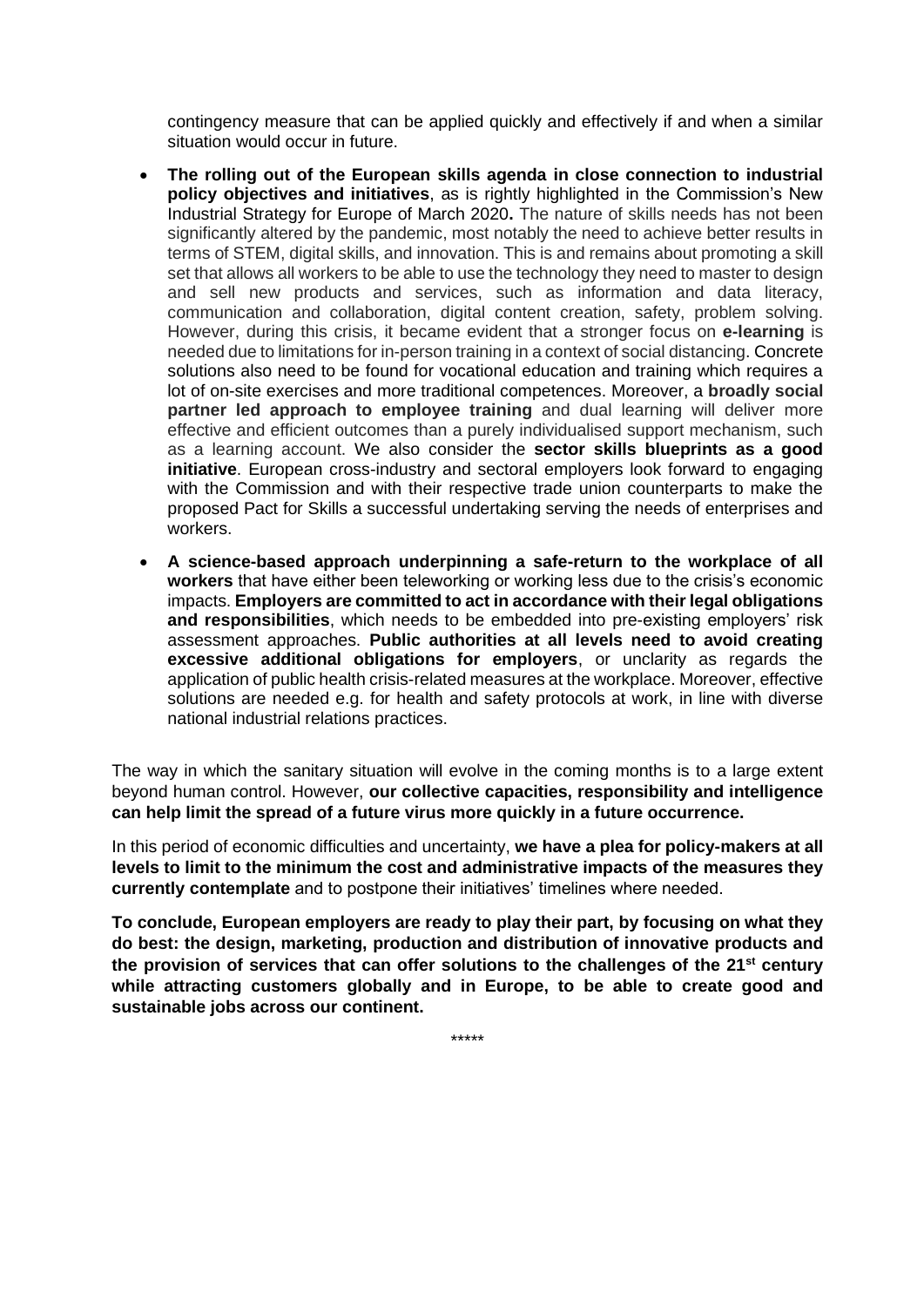contingency measure that can be applied quickly and effectively if and when a similar situation would occur in future.

- **The rolling out of the European skills agenda in close connection to industrial policy objectives and initiatives**, as is rightly highlighted in the Commission's New Industrial Strategy for Europe of March 2020**.** The nature of skills needs has not been significantly altered by the pandemic, most notably the need to achieve better results in terms of STEM, digital skills, and innovation. This is and remains about promoting a skill set that allows all workers to be able to use the technology they need to master to design and sell new products and services, such as information and data literacy, communication and collaboration, digital content creation, safety, problem solving. However, during this crisis, it became evident that a stronger focus on **e-learning** is needed due to limitations for in-person training in a context of social distancing. Concrete solutions also need to be found for vocational education and training which requires a lot of on-site exercises and more traditional competences. Moreover, a **broadly social partner led approach to employee training** and dual learning will deliver more effective and efficient outcomes than a purely individualised support mechanism, such as a learning account. We also consider the **sector skills blueprints as a good initiative**. European cross-industry and sectoral employers look forward to engaging with the Commission and with their respective trade union counterparts to make the proposed Pact for Skills a successful undertaking serving the needs of enterprises and workers.
- **A science-based approach underpinning a safe-return to the workplace of all workers** that have either been teleworking or working less due to the crisis's economic impacts. **Employers are committed to act in accordance with their legal obligations and responsibilities**, which needs to be embedded into pre-existing employers' risk assessment approaches. **Public authorities at all levels need to avoid creating excessive additional obligations for employers**, or unclarity as regards the application of public health crisis-related measures at the workplace. Moreover, effective solutions are needed e.g. for health and safety protocols at work, in line with diverse national industrial relations practices.

The way in which the sanitary situation will evolve in the coming months is to a large extent beyond human control. However, **our collective capacities, responsibility and intelligence can help limit the spread of a future virus more quickly in a future occurrence.**

In this period of economic difficulties and uncertainty, **we have a plea for policy-makers at all levels to limit to the minimum the cost and administrative impacts of the measures they currently contemplate** and to postpone their initiatives' timelines where needed.

**To conclude, European employers are ready to play their part, by focusing on what they do best: the design, marketing, production and distribution of innovative products and the provision of services that can offer solutions to the challenges of the 21st century while attracting customers globally and in Europe, to be able to create good and sustainable jobs across our continent.**

*****